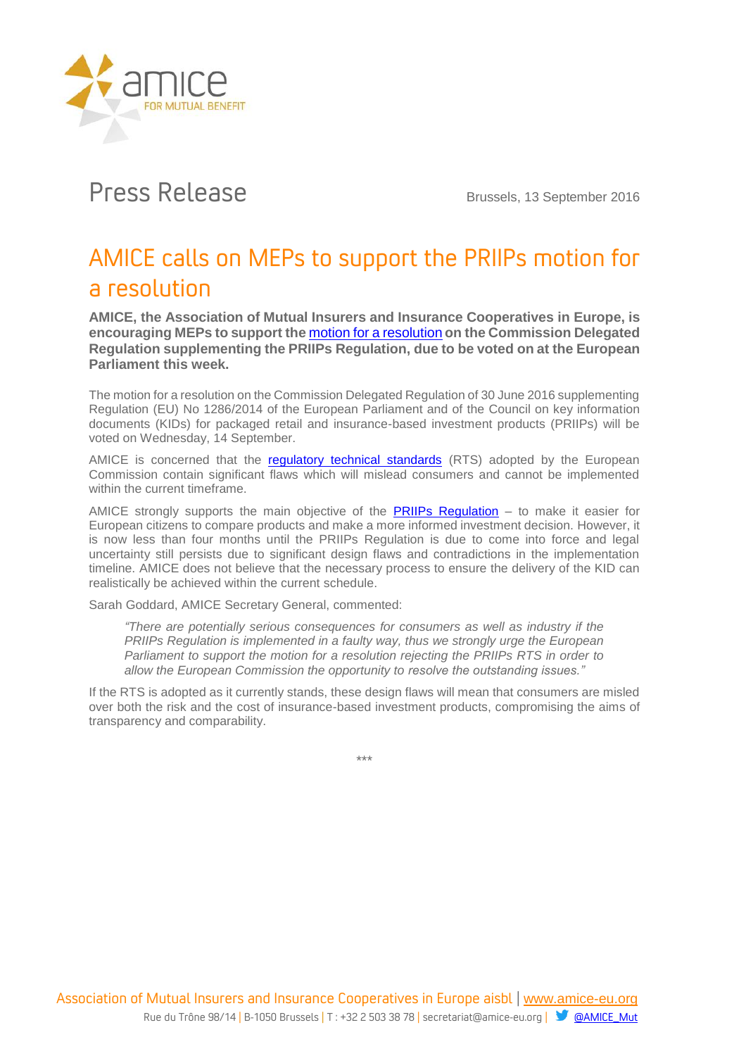Press Release

Brussels, 13 September 2016

# AMICE calls on MEPs to support the PRIIPs motion for a resolution

**AMICE, the Association of Mutual Insurers and Insurance Cooperatives in Europe, is encouraging MEPs to support the motion for a resolution on the Commission Delegated Regulation supplementing the PRIIPs Regulation, due to be voted on at the European Parliament this week.**

The motion for a resolution on the Commission Delegated Regulation of 30 June 2016 supplementing Regulation (EU) No 1286/2014 of the European Parliament and of the Council on key information documents (KIDs) for packaged retail and insurance-based investment products (PRIIPs) will be voted on Wednesday, 14 September.

AMICE is concerned that the regulatory technical standards (RTS) adopted by the European Commission contain significant flaws which will mislead consumers and cannot be implemented within the current timeframe.

AMICE strongly supports the main objective of the PRIIPs Regulation – to make it easier for European citizens to compare products and make a more informed investment decision. However, it is now less than four months until the PRIIPs Regulation is due to come into force and legal uncertainty still persists due to significant design flaws and contradictions in the implementation timeline. AMICE does not believe that the necessary process to ensure the delivery of the KID can realistically be achieved within the current schedule.

Sarah Goddard, AMICE Secretary General, commented:

> *"There are potentially serious consequences for consumers as well as industry if the PRIIPs Regulation is implemented in a faulty way, thus we strongly urge the European Parliament to support the motion for a resolution rejecting the PRIIPs RTS in order to allow the European Commission the opportunity to resolve the outstanding issues."*

If the RTS is adopted as it currently stands, these design flaws will mean that consumers are misled over both the risk and the cost of insurance-based investment products, compromising the aims of transparency and comparability.

***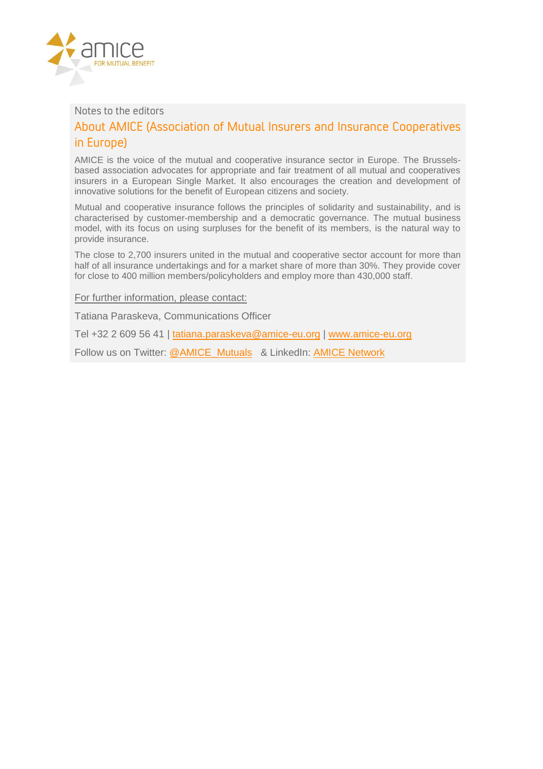Notes to the editors

## About AMICE (Association of Mutual Insurers and Insurance Cooperatives in Europe)

AMICE is the voice of the mutual and cooperative insurance sector in Europe. The Brussels-based association advocates for appropriate and fair treatment of all mutual and cooperatives insurers in a European Single Market. It also encourages the creation and development of innovative solutions for the benefit of European citizens and society.

Mutual and cooperative insurance follows the principles of solidarity and sustainability, and is characterised by customer-membership and a democratic governance. The mutual business model, with its focus on using surpluses for the benefit of its members, is the natural way to provide insurance.

The close to 2,700 insurers united in the mutual and cooperative sector account for more than half of all insurance undertakings and for a market share of more than 30%. They provide cover for close to 400 million members/policyholders and employ more than 430,000 staff.

For further information, please contact:

Tatiana Paraskeva, Communications Officer

Tel +32 2 609 56 41 | tatiana.paraskeva@amice-eu.org | www.amice-eu.org

Follow us on Twitter: @AMICE_Mutuals & LinkedIn: AMICE Network